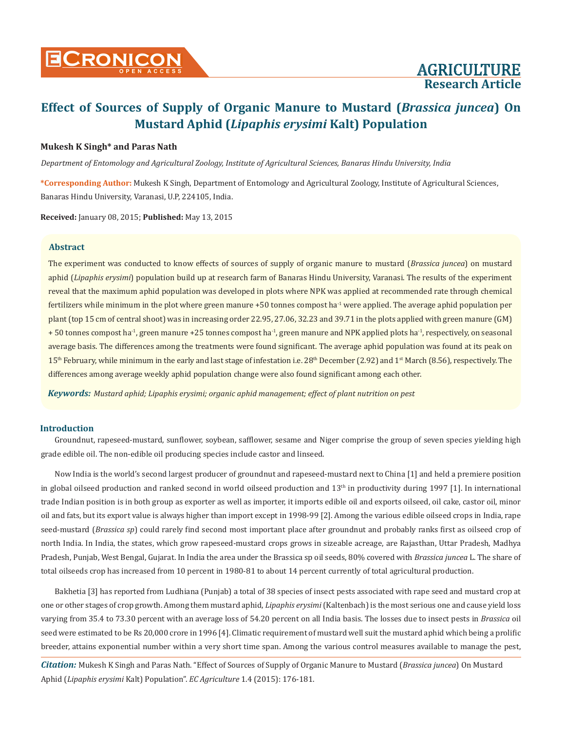# Effect of Sources of Supply of Organic Manure to Mustard (*Brassica juncea*) On Mustard Aphid (*Lipaphis erysimi* Kalt) Population

**Mukesh K Singh\* and Paras Nath**

*Department of Entomology and Agricultural Zoology, Institute of Agricultural Sciences, Banaras Hindu University, India*

**\*Corresponding Author:** Mukesh K Singh, Department of Entomology and Agricultural Zoology, Institute of Agricultural Sciences, Banaras Hindu University, Varanasi, U.P, 224105, India.

**Received:** January 08, 2015; **Published:** May 13, 2015

## Abstract

The experiment was conducted to know effects of sources of supply of organic manure to mustard (*Brassica juncea*) on mustard aphid (*Lipaphis erysimi*) population build up at research farm of Banaras Hindu University, Varanasi. The results of the experiment reveal that the maximum aphid population was developed in plots where NPK was applied at recommended rate through chemical fertilizers while minimum in the plot where green manure +50 tonnes compost ha$^{-1}$ were applied. The average aphid population per plant (top 15 cm of central shoot) was in increasing order 22.95, 27.06, 32.23 and 39.71 in the plots applied with green manure (GM) + 50 tonnes compost ha$^{-1}$, green manure +25 tonnes compost ha$^{-1}$, green manure and NPK applied plots ha$^{-1}$, respectively, on seasonal average basis. The differences among the treatments were found significant. The average aphid population was found at its peak on 15$^{th}$ February, while minimum in the early and last stage of infestation i.e. 28$^{th}$ December (2.92) and 1$^{st}$ March (8.56), respectively. The differences among average weekly aphid population change were also found significant among each other.

***Keywords:*** *Mustard aphid; Lipaphis erysimi; organic aphid management; effect of plant nutrition on pest*

## Introduction

Groundnut, rapeseed-mustard, sunflower, soybean, safflower, sesame and Niger comprise the group of seven species yielding high grade edible oil. The non-edible oil producing species include castor and linseed.

Now India is the world's second largest producer of groundnut and rapeseed-mustard next to China [1] and held a premiere position in global oilseed production and ranked second in world oilseed production and 13$^{th}$ in productivity during 1997 [1]. In international trade Indian position is in both group as exporter as well as importer, it imports edible oil and exports oilseed, oil cake, castor oil, minor oil and fats, but its export value is always higher than import except in 1998-99 [2]. Among the various edible oilseed crops in India, rape seed-mustard (*Brassica sp*) could rarely find second most important place after groundnut and probably ranks first as oilseed crop of north India. In India, the states, which grow rapeseed-mustard crops grows in sizeable acreage, are Rajasthan, Uttar Pradesh, Madhya Pradesh, Punjab, West Bengal, Gujarat. In India the area under the Brassica sp oil seeds, 80% covered with *Brassica juncea* L. The share of total oilseeds crop has increased from 10 percent in 1980-81 to about 14 percent currently of total agricultural production.

Bakhetia [3] has reported from Ludhiana (Punjab) a total of 38 species of insect pests associated with rape seed and mustard crop at one or other stages of crop growth. Among them mustard aphid, *Lipaphis erysimi* (Kaltenbach) is the most serious one and cause yield loss varying from 35.4 to 73.30 percent with an average loss of 54.20 percent on all India basis. The losses due to insect pests in *Brassica* oil seed were estimated to be Rs 20,000 crore in 1996 [4]. Climatic requirement of mustard well suit the mustard aphid which being a prolific breeder, attains exponential number within a very short time span. Among the various control measures available to manage the pest,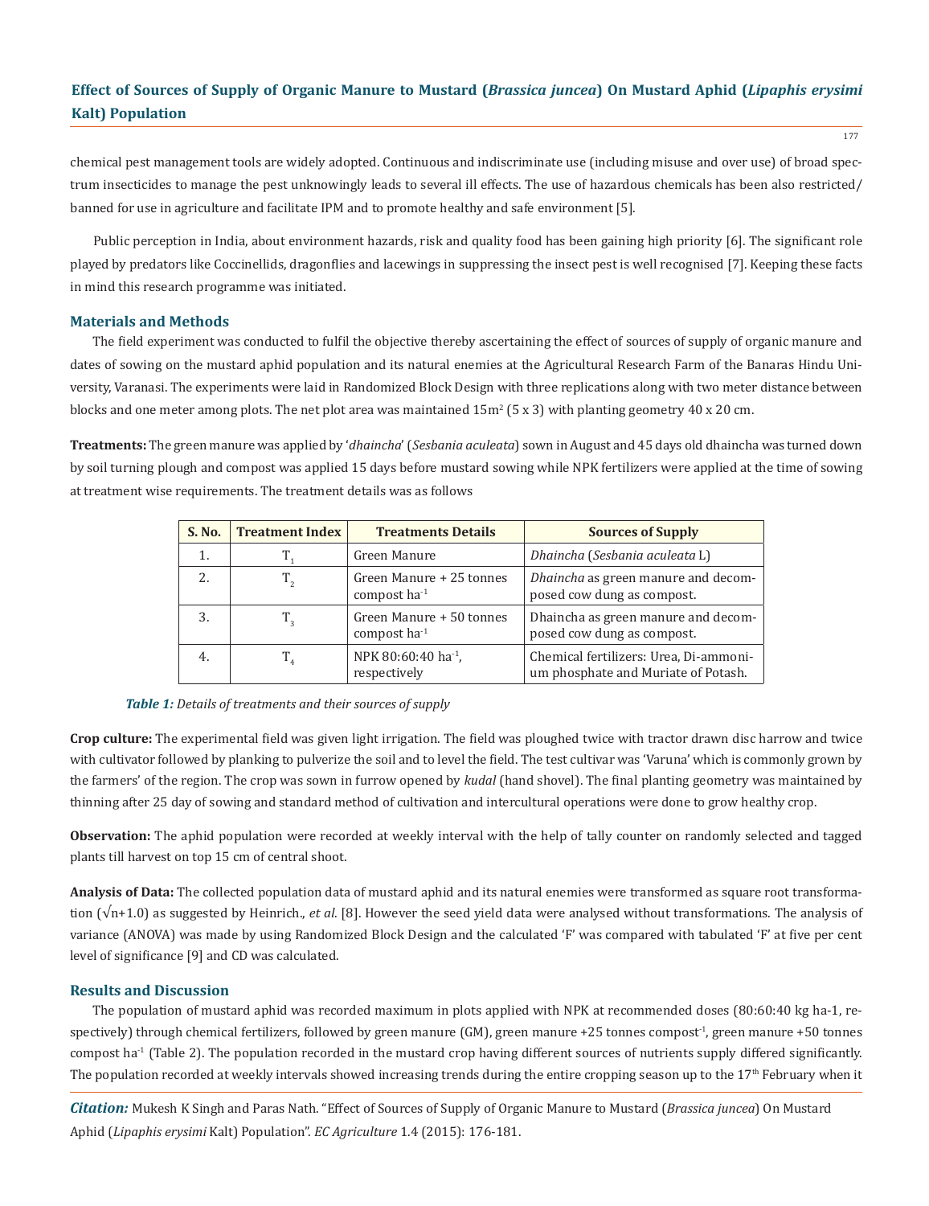chemical pest management tools are widely adopted. Continuous and indiscriminate use (including misuse and over use) of broad spectrum insecticides to manage the pest unknowingly leads to several ill effects. The use of hazardous chemicals has been also restricted/ banned for use in agriculture and facilitate IPM and to promote healthy and safe environment [5].

Public perception in India, about environment hazards, risk and quality food has been gaining high priority [6]. The significant role played by predators like Coccinellids, dragonflies and lacewings in suppressing the insect pest is well recognised [7]. Keeping these facts in mind this research programme was initiated.

## Materials and Methods

The field experiment was conducted to fulfil the objective thereby ascertaining the effect of sources of supply of organic manure and dates of sowing on the mustard aphid population and its natural enemies at the Agricultural Research Farm of the Banaras Hindu University, Varanasi. The experiments were laid in Randomized Block Design with three replications along with two meter distance between blocks and one meter among plots. The net plot area was maintained 15m$^2$ (5 x 3) with planting geometry 40 x 20 cm.

**Treatments:** The green manure was applied by '*dhaincha*' (*Sesbania aculeata*) sown in August and 45 days old dhaincha was turned down by soil turning plough and compost was applied 15 days before mustard sowing while NPK fertilizers were applied at the time of sowing at treatment wise requirements. The treatment details was as follows

| S. No. | Treatment Index | Treatments Details | Sources of Supply |
|---|---|---|---|
| 1. | $T_1$ | Green Manure | *Dhaincha* (*Sesbania aculeata* L) |
| 2. | $T_2$ | Green Manure + 25 tonnes compost ha$^{-1}$ | *Dhaincha* as green manure and decomposed cow dung as compost. |
| 3. | $T_3$ | Green Manure + 50 tonnes compost ha$^{-1}$ | Dhaincha as green manure and decomposed cow dung as compost. |
| 4. | $T_4$ | NPK 80:60:40 ha$^{-1}$, respectively | Chemical fertilizers: Urea, Di-ammonium phosphate and Muriate of Potash. |

***Table 1:*** *Details of treatments and their sources of supply*

**Crop culture:** The experimental field was given light irrigation. The field was ploughed twice with tractor drawn disc harrow and twice with cultivator followed by planking to pulverize the soil and to level the field. The test cultivar was 'Varuna' which is commonly grown by the farmers' of the region. The crop was sown in furrow opened by *kudal* (hand shovel). The final planting geometry was maintained by thinning after 25 day of sowing and standard method of cultivation and intercultural operations were done to grow healthy crop.

**Observation:** The aphid population were recorded at weekly interval with the help of tally counter on randomly selected and tagged plants till harvest on top 15 cm of central shoot.

**Analysis of Data:** The collected population data of mustard aphid and its natural enemies were transformed as square root transformation ($\sqrt{n+1.0}$) as suggested by Heinrich., *et al*. [8]. However the seed yield data were analysed without transformations. The analysis of variance (ANOVA) was made by using Randomized Block Design and the calculated 'F' was compared with tabulated 'F' at five per cent level of significance [9] and CD was calculated.

## Results and Discussion

The population of mustard aphid was recorded maximum in plots applied with NPK at recommended doses (80:60:40 kg ha-1, respectively) through chemical fertilizers, followed by green manure (GM), green manure +25 tonnes compost$^{-1}$, green manure +50 tonnes compost ha$^{-1}$ (Table 2). The population recorded in the mustard crop having different sources of nutrients supply differed significantly. The population recorded at weekly intervals showed increasing trends during the entire cropping season up to the 17$^{th}$ February when it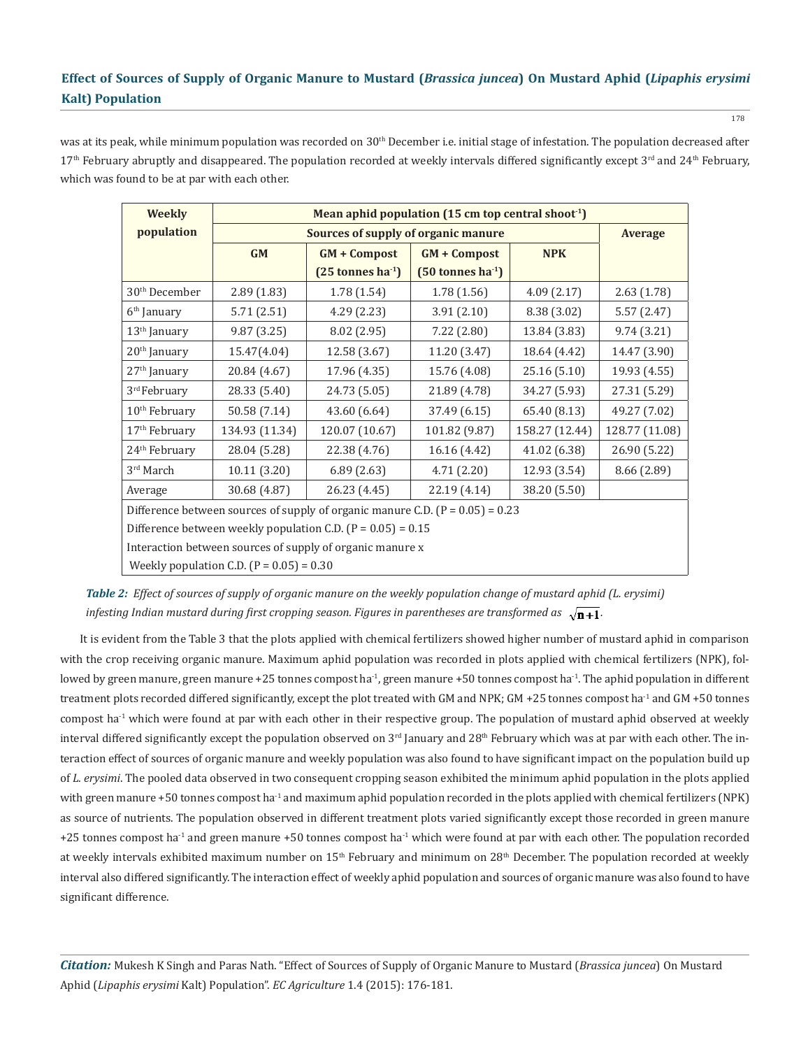was at its peak, while minimum population was recorded on 30th December i.e. initial stage of infestation. The population decreased after 17th February abruptly and disappeared. The population recorded at weekly intervals differed significantly except 3rd and 24th February, which was found to be at par with each other.

| Weekly population | Mean aphid population (15 cm top central shoot$^{-1}$) | | | | |
|---|---|---|---|---|---|
| | Sources of supply of organic manure | | | | Average |
| | GM | GM + Compost (25 tonnes ha$^{-1}$) | GM + Compost (50 tonnes ha$^{-1}$) | NPK | |
| 30th December | 2.89 (1.83) | 1.78 (1.54) | 1.78 (1.56) | 4.09 (2.17) | 2.63 (1.78) |
| 6th January | 5.71 (2.51) | 4.29 (2.23) | 3.91 (2.10) | 8.38 (3.02) | 5.57 (2.47) |
| 13th January | 9.87 (3.25) | 8.02 (2.95) | 7.22 (2.80) | 13.84 (3.83) | 9.74 (3.21) |
| 20th January | 15.47(4.04) | 12.58 (3.67) | 11.20 (3.47) | 18.64 (4.42) | 14.47 (3.90) |
| 27th January | 20.84 (4.67) | 17.96 (4.35) | 15.76 (4.08) | 25.16 (5.10) | 19.93 (4.55) |
| 3rd February | 28.33 (5.40) | 24.73 (5.05) | 21.89 (4.78) | 34.27 (5.93) | 27.31 (5.29) |
| 10th February | 50.58 (7.14) | 43.60 (6.64) | 37.49 (6.15) | 65.40 (8.13) | 49.27 (7.02) |
| 17th February | 134.93 (11.34) | 120.07 (10.67) | 101.82 (9.87) | 158.27 (12.44) | 128.77 (11.08) |
| 24th February | 28.04 (5.28) | 22.38 (4.76) | 16.16 (4.42) | 41.02 (6.38) | 26.90 (5.22) |
| 3rd March | 10.11 (3.20) | 6.89 (2.63) | 4.71 (2.20) | 12.93 (3.54) | 8.66 (2.89) |
| Average | 30.68 (4.87) | 26.23 (4.45) | 22.19 (4.14) | 38.20 (5.50) | |

Difference between sources of supply of organic manure C.D. (P = 0.05) = 0.23

Difference between weekly population C.D. (P = 0.05) = 0.15

Interaction between sources of supply of organic manure x

Weekly population C.D. (P = 0.05) = 0.30

***Table 2:*** *Effect of sources of supply of organic manure on the weekly population change of mustard aphid (L. erysimi) infesting Indian mustard during first cropping season. Figures in parentheses are transformed as* $\sqrt{n+1}$.

It is evident from the Table 3 that the plots applied with chemical fertilizers showed higher number of mustard aphid in comparison with the crop receiving organic manure. Maximum aphid population was recorded in plots applied with chemical fertilizers (NPK), followed by green manure, green manure +25 tonnes compost ha$^{-1}$, green manure +50 tonnes compost ha$^{-1}$. The aphid population in different treatment plots recorded differed significantly, except the plot treated with GM and NPK; GM +25 tonnes compost ha$^{-1}$ and GM +50 tonnes compost ha$^{-1}$ which were found at par with each other in their respective group. The population of mustard aphid observed at weekly interval differed significantly except the population observed on 3rd January and 28th February which was at par with each other. The interaction effect of sources of organic manure and weekly population was also found to have significant impact on the population build up of *L. erysimi*. The pooled data observed in two consequent cropping season exhibited the minimum aphid population in the plots applied with green manure +50 tonnes compost ha$^{-1}$ and maximum aphid population recorded in the plots applied with chemical fertilizers (NPK) as source of nutrients. The population observed in different treatment plots varied significantly except those recorded in green manure +25 tonnes compost ha$^{-1}$ and green manure +50 tonnes compost ha$^{-1}$ which were found at par with each other. The population recorded at weekly intervals exhibited maximum number on 15th February and minimum on 28th December. The population recorded at weekly interval also differed significantly. The interaction effect of weekly aphid population and sources of organic manure was also found to have significant difference.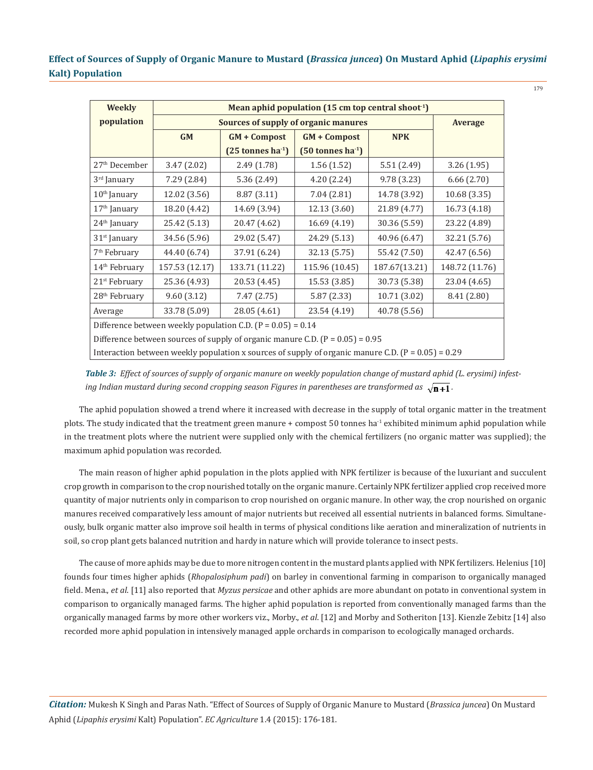| Weekly population | Mean aphid population (15 cm top central shoot$^{-1}$) | | | | |
|---|---|---|---|---|---|
| | Sources of supply of organic manures | | | | Average |
| | GM | GM + Compost (25 tonnes ha$^{-1}$) | GM + Compost (50 tonnes ha$^{-1}$) | NPK | |
| 27th December | 3.47 (2.02) | 2.49 (1.78) | 1.56 (1.52) | 5.51 (2.49) | 3.26 (1.95) |
| 3rd January | 7.29 (2.84) | 5.36 (2.49) | 4.20 (2.24) | 9.78 (3.23) | 6.66 (2.70) |
| 10th January | 12.02 (3.56) | 8.87 (3.11) | 7.04 (2.81) | 14.78 (3.92) | 10.68 (3.35) |
| 17th January | 18.20 (4.42) | 14.69 (3.94) | 12.13 (3.60) | 21.89 (4.77) | 16.73 (4.18) |
| 24th January | 25.42 (5.13) | 20.47 (4.62) | 16.69 (4.19) | 30.36 (5.59) | 23.22 (4.89) |
| 31st January | 34.56 (5.96) | 29.02 (5.47) | 24.29 (5.13) | 40.96 (6.47) | 32.21 (5.76) |
| 7th February | 44.40 (6.74) | 37.91 (6.24) | 32.13 (5.75) | 55.42 (7.50) | 42.47 (6.56) |
| 14th February | 157.53 (12.17) | 133.71 (11.22) | 115.96 (10.45) | 187.67(13.21) | 148.72 (11.76) |
| 21st February | 25.36 (4.93) | 20.53 (4.45) | 15.53 (3.85) | 30.73 (5.38) | 23.04 (4.65) |
| 28th February | 9.60 (3.12) | 7.47 (2.75) | 5.87 (2.33) | 10.71 (3.02) | 8.41 (2.80) |
| Average | 33.78 (5.09) | 28.05 (4.61) | 23.54 (4.19) | 40.78 (5.56) | |
| Difference between weekly population C.D. (P = 0.05) = 0.14 | | | | | |
| Difference between sources of supply of organic manure C.D. (P = 0.05) = 0.95 | | | | | |
| Interaction between weekly population x sources of supply of organic manure C.D. (P = 0.05) = 0.29 | | | | | |

***Table 3:*** *Effect of sources of supply of organic manure on weekly population change of mustard aphid (L. erysimi) infesting Indian mustard during second cropping season Figures in parentheses are transformed as* $\sqrt{n+1}$.

The aphid population showed a trend where it increased with decrease in the supply of total organic matter in the treatment plots. The study indicated that the treatment green manure + compost 50 tonnes ha$^{-1}$ exhibited minimum aphid population while in the treatment plots where the nutrient were supplied only with the chemical fertilizers (no organic matter was supplied); the maximum aphid population was recorded.

The main reason of higher aphid population in the plots applied with NPK fertilizer is because of the luxuriant and succulent crop growth in comparison to the crop nourished totally on the organic manure. Certainly NPK fertilizer applied crop received more quantity of major nutrients only in comparison to crop nourished on organic manure. In other way, the crop nourished on organic manures received comparatively less amount of major nutrients but received all essential nutrients in balanced forms. Simultaneously, bulk organic matter also improve soil health in terms of physical conditions like aeration and mineralization of nutrients in soil, so crop plant gets balanced nutrition and hardy in nature which will provide tolerance to insect pests.

The cause of more aphids may be due to more nitrogen content in the mustard plants applied with NPK fertilizers. Helenius [10] founds four times higher aphids (*Rhopalosiphum padi*) on barley in conventional farming in comparison to organically managed field. Mena., *et al*. [11] also reported that *Myzus persicae* and other aphids are more abundant on potato in conventional system in comparison to organically managed farms. The higher aphid population is reported from conventionally managed farms than the organically managed farms by more other workers viz., Morby., *et al*. [12] and Morby and Sotheriton [13]. Kienzle Zebitz [14] also recorded more aphid population in intensively managed apple orchards in comparison to ecologically managed orchards.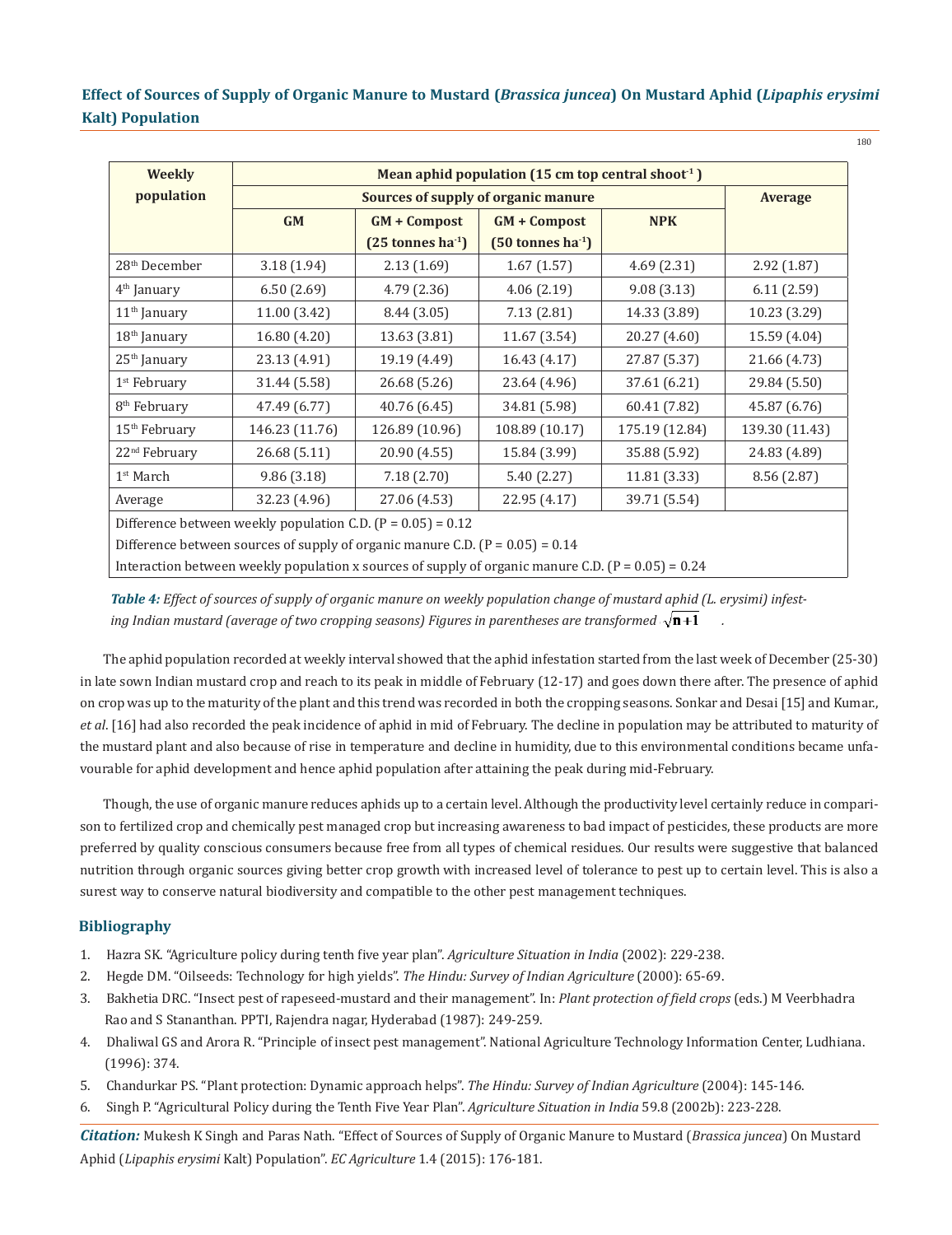| Weekly population | Mean aphid population (15 cm top central shoot$^{-1}$) | | | | |
|---|---|---|---|---|---|
| | Sources of supply of organic manure | | | | Average |
| | GM | GM + Compost (25 tonnes ha$^{-1}$) | GM + Compost (50 tonnes ha$^{-1}$) | NPK | |
| 28th December | 3.18 (1.94) | 2.13 (1.69) | 1.67 (1.57) | 4.69 (2.31) | 2.92 (1.87) |
| 4th January | 6.50 (2.69) | 4.79 (2.36) | 4.06 (2.19) | 9.08 (3.13) | 6.11 (2.59) |
| 11th January | 11.00 (3.42) | 8.44 (3.05) | 7.13 (2.81) | 14.33 (3.89) | 10.23 (3.29) |
| 18th January | 16.80 (4.20) | 13.63 (3.81) | 11.67 (3.54) | 20.27 (4.60) | 15.59 (4.04) |
| 25th January | 23.13 (4.91) | 19.19 (4.49) | 16.43 (4.17) | 27.87 (5.37) | 21.66 (4.73) |
| 1st February | 31.44 (5.58) | 26.68 (5.26) | 23.64 (4.96) | 37.61 (6.21) | 29.84 (5.50) |
| 8th February | 47.49 (6.77) | 40.76 (6.45) | 34.81 (5.98) | 60.41 (7.82) | 45.87 (6.76) |
| 15th February | 146.23 (11.76) | 126.89 (10.96) | 108.89 (10.17) | 175.19 (12.84) | 139.30 (11.43) |
| 22nd February | 26.68 (5.11) | 20.90 (4.55) | 15.84 (3.99) | 35.88 (5.92) | 24.83 (4.89) |
| 1st March | 9.86 (3.18) | 7.18 (2.70) | 5.40 (2.27) | 11.81 (3.33) | 8.56 (2.87) |
| Average | 32.23 (4.96) | 27.06 (4.53) | 22.95 (4.17) | 39.71 (5.54) | |
| Difference between weekly population C.D. (P = 0.05) = 0.12 | | | | | |
| Difference between sources of supply of organic manure C.D. (P = 0.05) = 0.14 | | | | | |
| Interaction between weekly population x sources of supply of organic manure C.D. (P = 0.05) = 0.24 | | | | | |

***Table 4:*** *Effect of sources of supply of organic manure on weekly population change of mustard aphid (L. erysimi) infesting Indian mustard (average of two cropping seasons) Figures in parentheses are transformed* $\sqrt{n+1}$.

The aphid population recorded at weekly interval showed that the aphid infestation started from the last week of December (25-30) in late sown Indian mustard crop and reach to its peak in middle of February (12-17) and goes down there after. The presence of aphid on crop was up to the maturity of the plant and this trend was recorded in both the cropping seasons. Sonkar and Desai [15] and Kumar., *et al*. [16] had also recorded the peak incidence of aphid in mid of February. The decline in population may be attributed to maturity of the mustard plant and also because of rise in temperature and decline in humidity, due to this environmental conditions became unfavourable for aphid development and hence aphid population after attaining the peak during mid-February.

Though, the use of organic manure reduces aphids up to a certain level. Although the productivity level certainly reduce in comparison to fertilized crop and chemically pest managed crop but increasing awareness to bad impact of pesticides, these products are more preferred by quality conscious consumers because free from all types of chemical residues. Our results were suggestive that balanced nutrition through organic sources giving better crop growth with increased level of tolerance to pest up to certain level. This is also a surest way to conserve natural biodiversity and compatible to the other pest management techniques.

## Bibliography

1. Hazra SK. "Agriculture policy during tenth five year plan". *Agriculture Situation in India* (2002): 229-238.
2. Hegde DM. "Oilseeds: Technology for high yields". *The Hindu: Survey of Indian Agriculture* (2000): 65-69.
3. Bakhetia DRC. "Insect pest of rapeseed-mustard and their management". In: *Plant protection of field crops* (eds.) M Veerbhadra Rao and S Stananthan. PPTI, Rajendra nagar, Hyderabad (1987): 249-259.
4. Dhaliwal GS and Arora R. "Principle of insect pest management". National Agriculture Technology Information Center, Ludhiana. (1996): 374.
5. Chandurkar PS. "Plant protection: Dynamic approach helps". *The Hindu: Survey of Indian Agriculture* (2004): 145-146.
6. Singh P. "Agricultural Policy during the Tenth Five Year Plan". *Agriculture Situation in India* 59.8 (2002b): 223-228.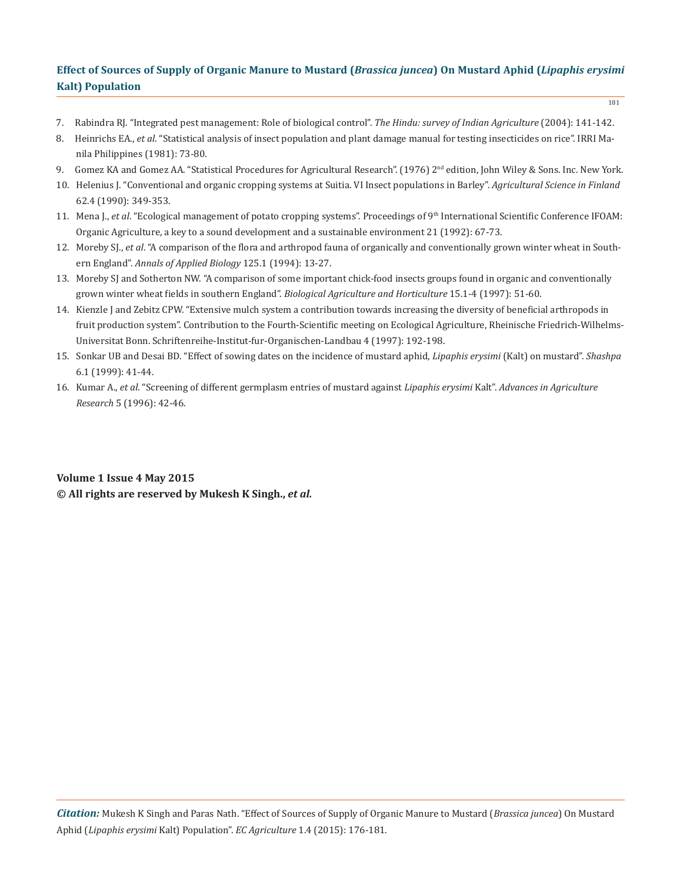7. Rabindra RJ. "Integrated pest management: Role of biological control". *The Hindu: survey of Indian Agriculture* (2004): 141-142.
8. Heinrichs EA., *et al*. "Statistical analysis of insect population and plant damage manual for testing insecticides on rice". IRRI Manila Philippines (1981): 73-80.
9. Gomez KA and Gomez AA. "Statistical Procedures for Agricultural Research". (1976) 2nd edition, John Wiley & Sons. Inc. New York.
10. Helenius J. "Conventional and organic cropping systems at Suitia. VI Insect populations in Barley". *Agricultural Science in Finland* 62.4 (1990): 349-353.
11. Mena J., *et al*. "Ecological management of potato cropping systems". Proceedings of 9th International Scientific Conference IFOAM: Organic Agriculture, a key to a sound development and a sustainable environment 21 (1992): 67-73.
12. Moreby SJ., *et al*. "A comparison of the flora and arthropod fauna of organically and conventionally grown winter wheat in Southern England". *Annals of Applied Biology* 125.1 (1994): 13-27.
13. Moreby SJ and Sotherton NW. "A comparison of some important chick-food insects groups found in organic and conventionally grown winter wheat fields in southern England". *Biological Agriculture and Horticulture* 15.1-4 (1997): 51-60.
14. Kienzle J and Zebitz CPW. "Extensive mulch system a contribution towards increasing the diversity of beneficial arthropods in fruit production system". Contribution to the Fourth-Scientific meeting on Ecological Agriculture, Rheinische Friedrich-Wilhelms-Universitat Bonn. Schriftenreihe-Institut-fur-Organischen-Landbau 4 (1997): 192-198.
15. Sonkar UB and Desai BD. "Effect of sowing dates on the incidence of mustard aphid, *Lipaphis erysimi* (Kalt) on mustard". *Shashpa* 6.1 (1999): 41-44.
16. Kumar A., *et al*. "Screening of different germplasm entries of mustard against *Lipaphis erysimi* Kalt". *Advances in Agriculture Research* 5 (1996): 42-46.

**Volume 1 Issue 4 May 2015**
**© All rights are reserved by Mukesh K Singh., *et al.***